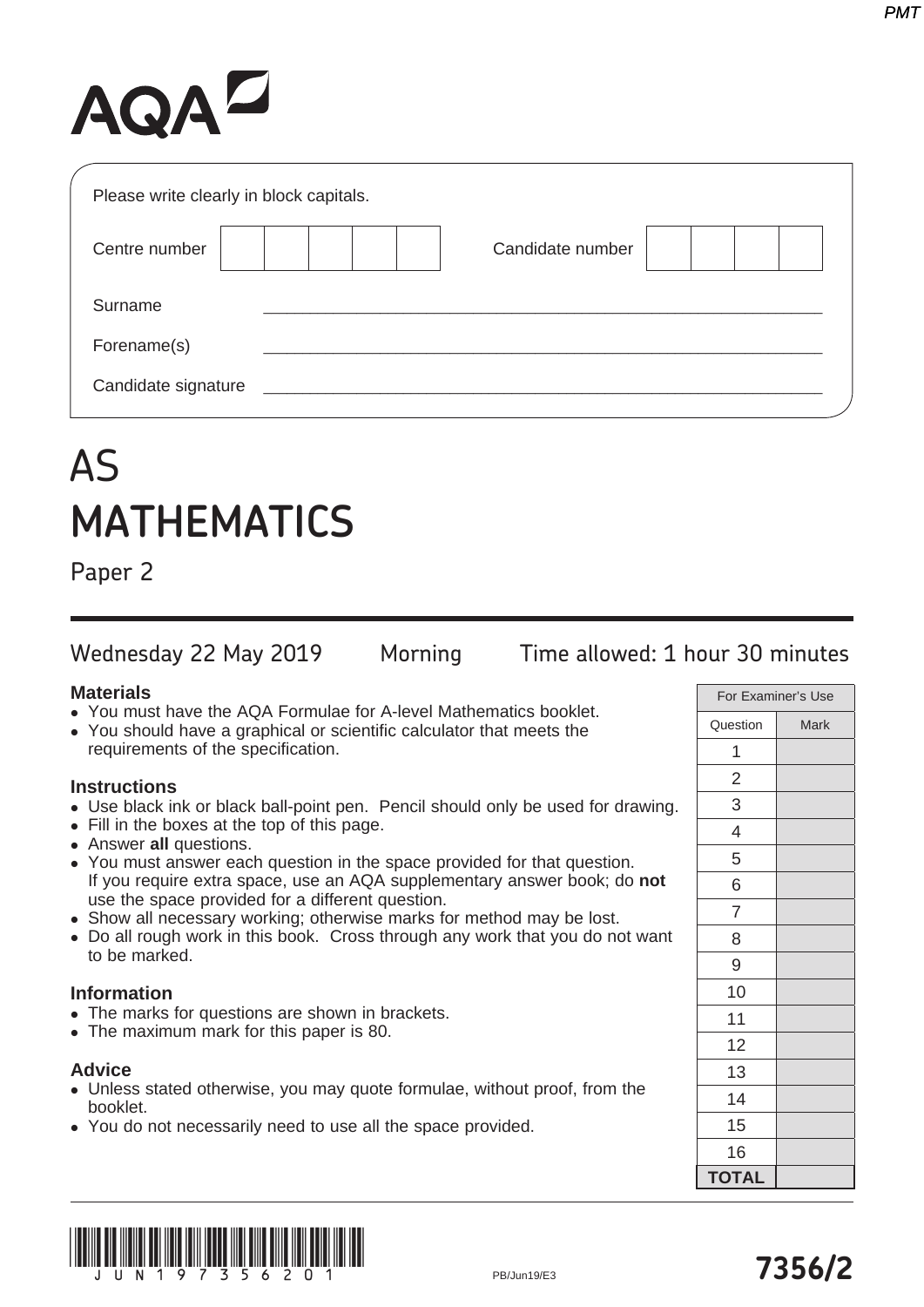AQA

Please write clearly in block capitals.

Centre number | | | | | |  Candidate number | | | | |

Surname ______________________________

Forename(s) ______________________________

Candidate signature ______________________________

# AS
# MATHEMATICS

## Paper 2

Wednesday 22 May 2019 Morning Time allowed: 1 hour 30 minutes

**Materials**

- You must have the AQA Formulae for A-level Mathematics booklet.
- You should have a graphical or scientific calculator that meets the requirements of the specification.

**Instructions**

- Use black ink or black ball-point pen. Pencil should only be used for drawing.
- Fill in the boxes at the top of this page.
- Answer **all** questions.
- You must answer each question in the space provided for that question. If you require extra space, use an AQA supplementary answer book; do **not** use the space provided for a different question.
- Show all necessary working; otherwise marks for method may be lost.
- Do all rough work in this book. Cross through any work that you do not want to be marked.

**Information**

- The marks for questions are shown in brackets.
- The maximum mark for this paper is 80.

**Advice**

- Unless stated otherwise, you may quote formulae, without proof, from the booklet.
- You do not necessarily need to use all the space provided.

| For Examiner's Use | |
|---|---|
| Question | Mark |
| 1 | |
| 2 | |
| 3 | |
| 4 | |
| 5 | |
| 6 | |
| 7 | |
| 8 | |
| 9 | |
| 10 | |
| 11 | |
| 12 | |
| 13 | |
| 14 | |
| 15 | |
| 16 | |
| **TOTAL** | |

J U N 1 9 7 3 5 6 2 0 1

PB/Jun19/E3

**7356/2**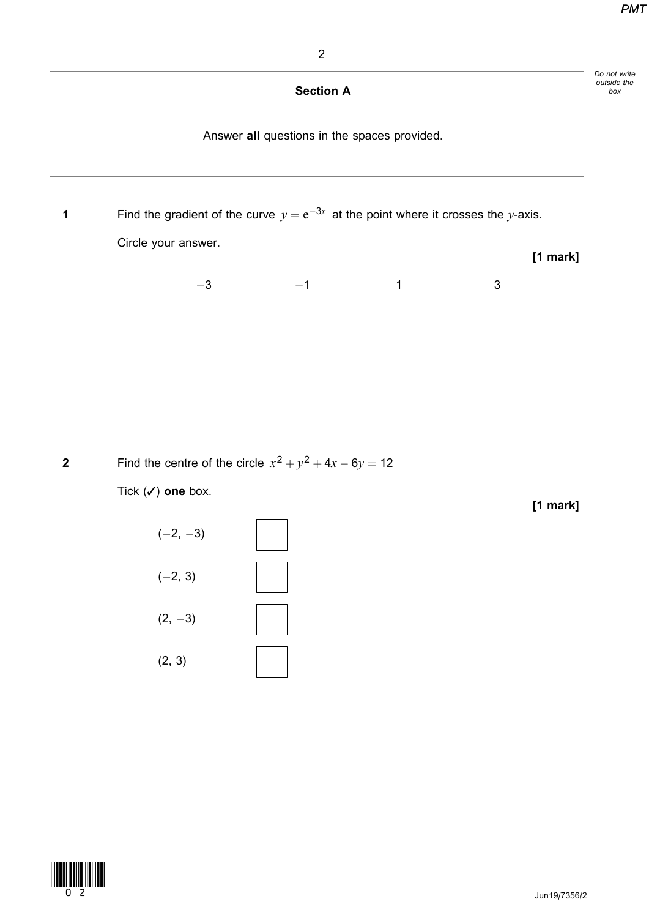## Section A

Answer **all** questions in the spaces provided.

**1** Find the gradient of the curve $y = e^{-3x}$ at the point where it crosses the $y$-axis.

Circle your answer.

**[1 mark]**

$-3$ $\quad\quad$ $-1$ $\quad\quad$ $1$ $\quad\quad$ $3$

**2** Find the centre of the circle $x^2 + y^2 + 4x - 6y = 12$

Tick (✓) **one** box.

**[1 mark]**

$(-2, -3)$ ☐

$(-2, 3)$ ☐

$(2, -3)$ ☐

$(2, 3)$ ☐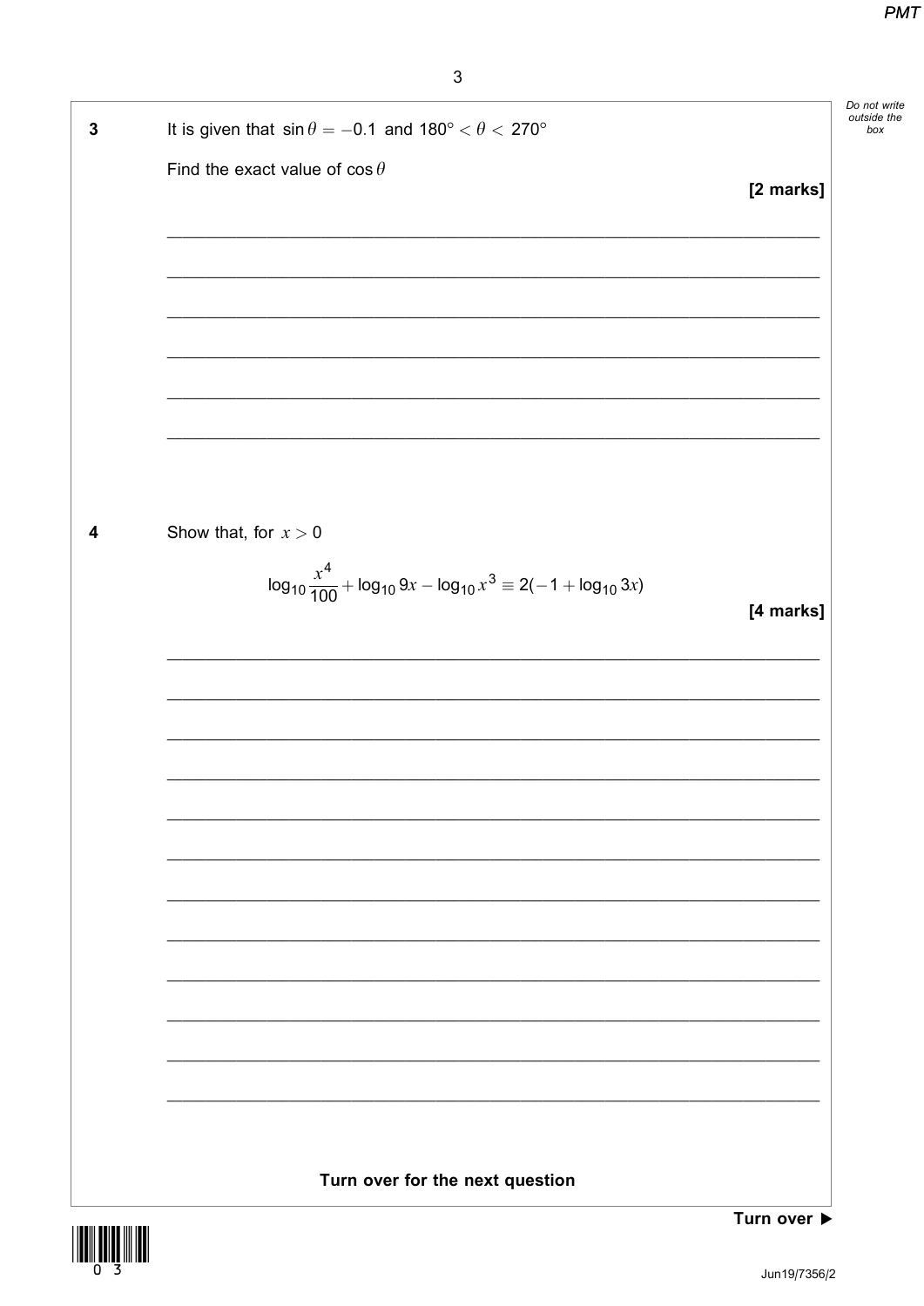**3** It is given that $\sin\theta = -0.1$ and $180° < \theta < 270°$

Find the exact value of $\cos\theta$

**[2 marks]**

**4** Show that, for $x > 0$

$$\log_{10}\frac{x^4}{100} + \log_{10} 9x - \log_{10} x^3 \equiv 2(-1 + \log_{10} 3x)$$

**[4 marks]**

**Turn over for the next question**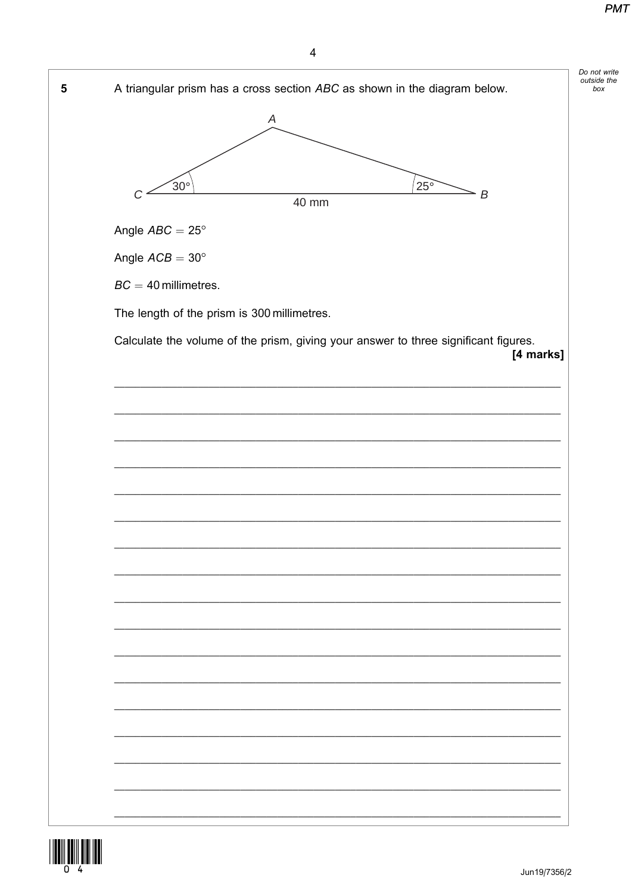**5** A triangular prism has a cross section $ABC$ as shown in the diagram below.

Angle $ABC = 25°$

Angle $ACB = 30°$

$BC = 40$ millimetres.

The length of the prism is 300 millimetres.

Calculate the volume of the prism, giving your answer to three significant figures.

**[4 marks]**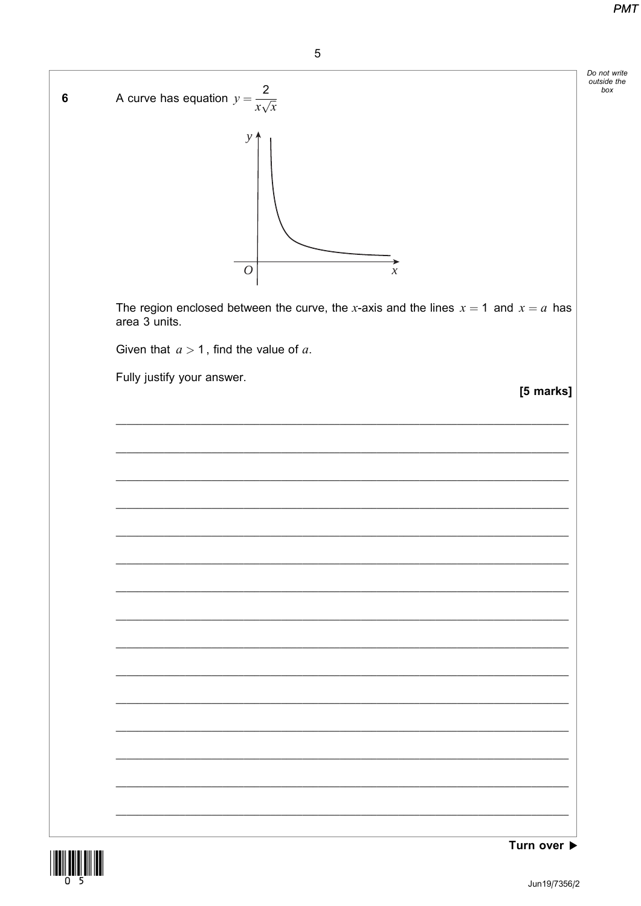**6** A curve has equation $y = \dfrac{2}{x\sqrt{x}}$

The region enclosed between the curve, the $x$-axis and the lines $x = 1$ and $x = a$ has area 3 units.

Given that $a > 1$, find the value of $a$.

Fully justify your answer.

**[5 marks]**

Turn over ▶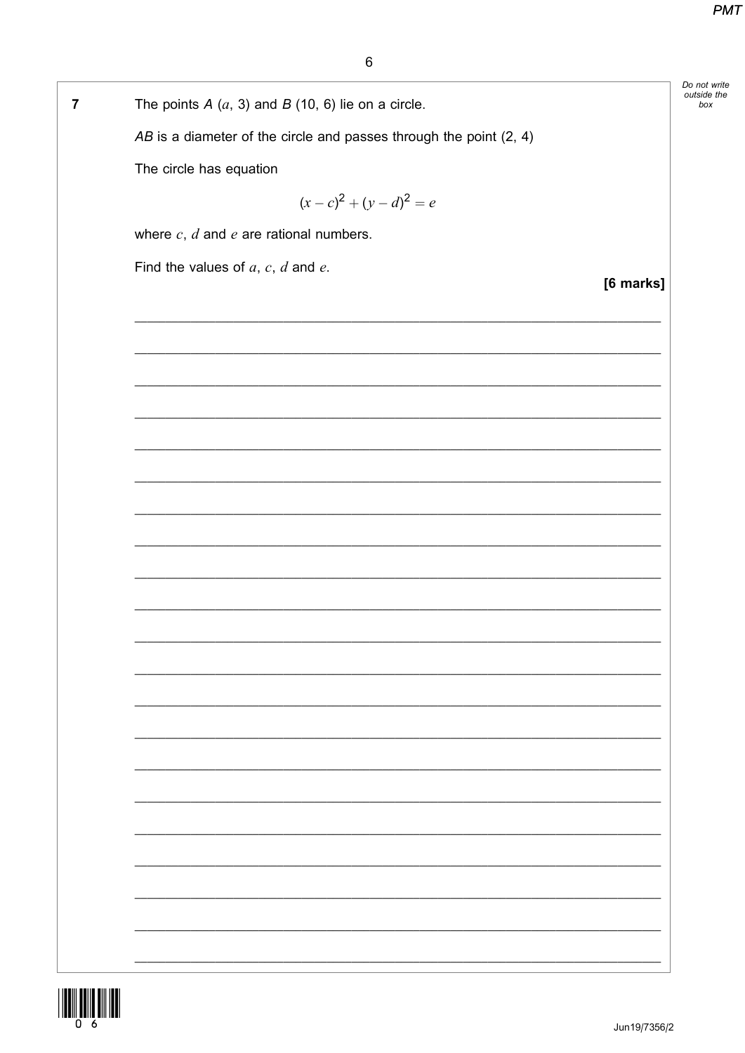**7** The points $A$ $(a, 3)$ and $B$ $(10, 6)$ lie on a circle.

$AB$ is a diameter of the circle and passes through the point $(2, 4)$

The circle has equation

$$(x - c)^2 + (y - d)^2 = e$$

where $c$, $d$ and $e$ are rational numbers.

Find the values of $a$, $c$, $d$ and $e$.

**[6 marks]**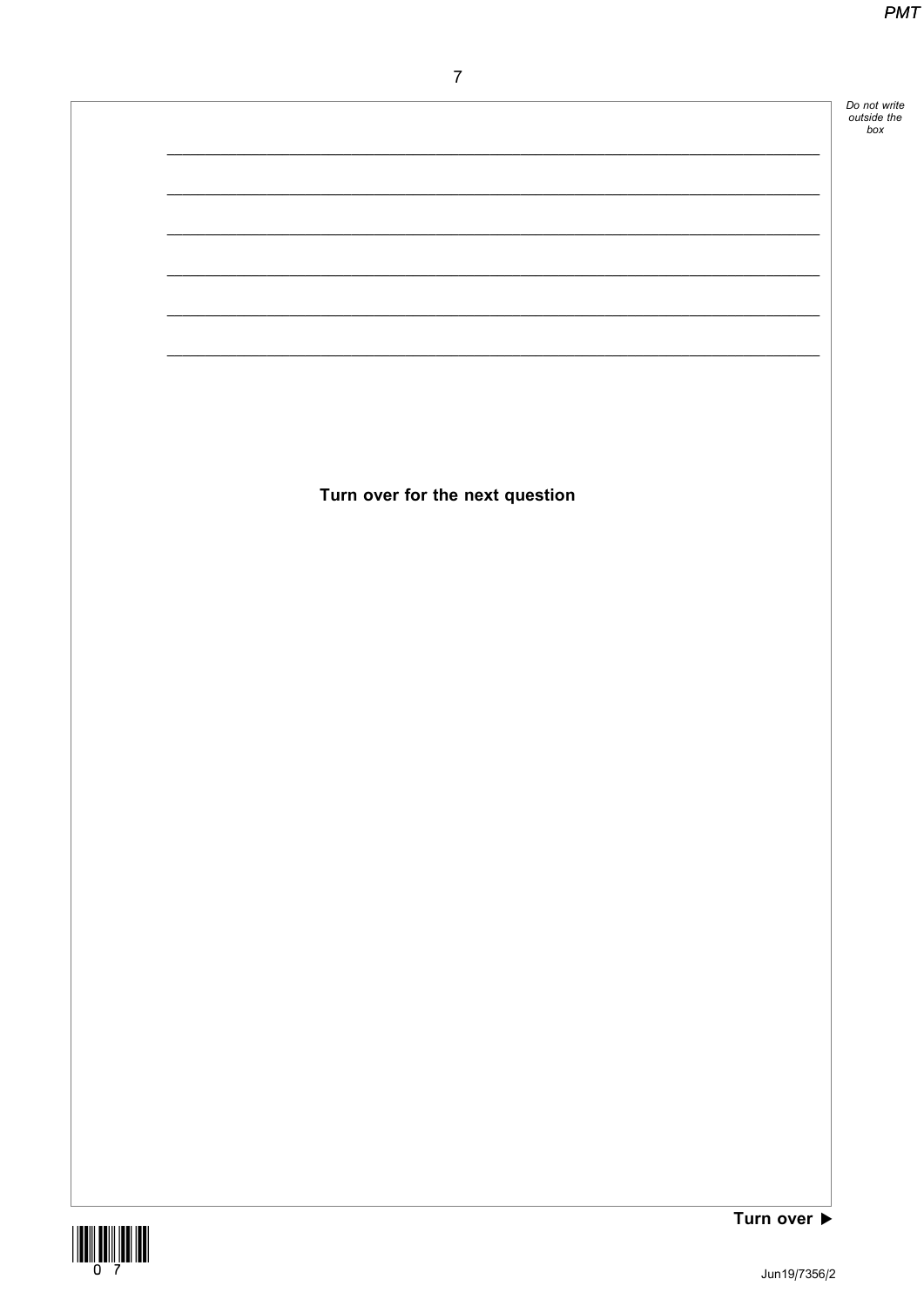Turn over for the next question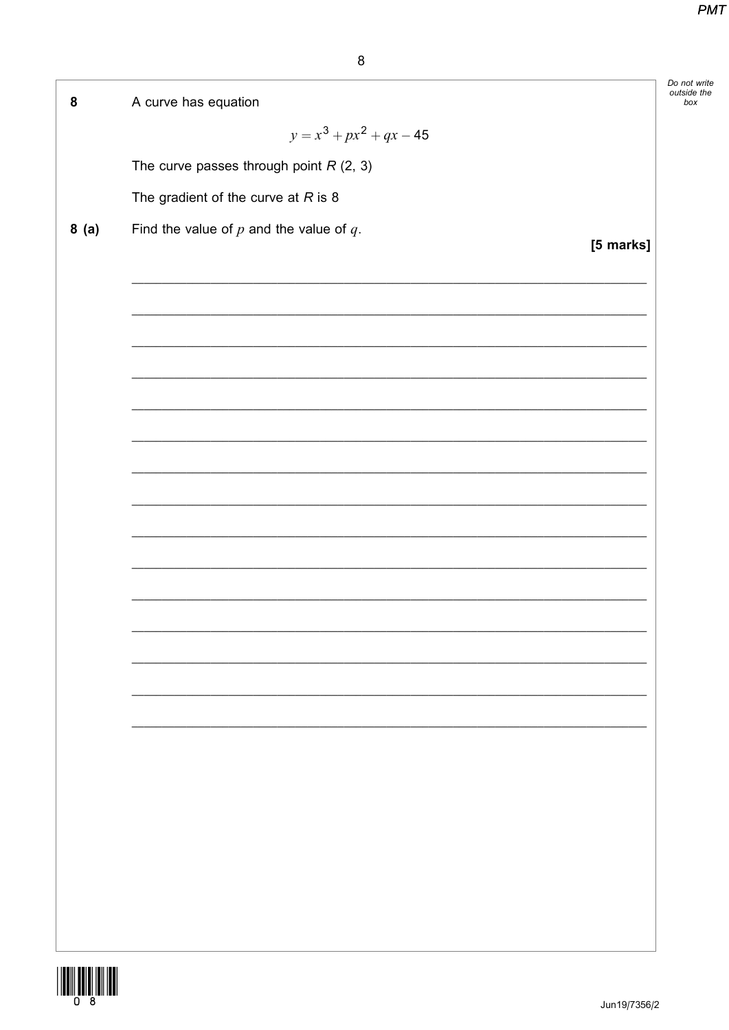**8** A curve has equation

$$y = x^3 + px^2 + qx - 45$$

The curve passes through point $R$ (2, 3)

The gradient of the curve at $R$ is 8

**8 (a)** Find the value of $p$ and the value of $q$.

**[5 marks]**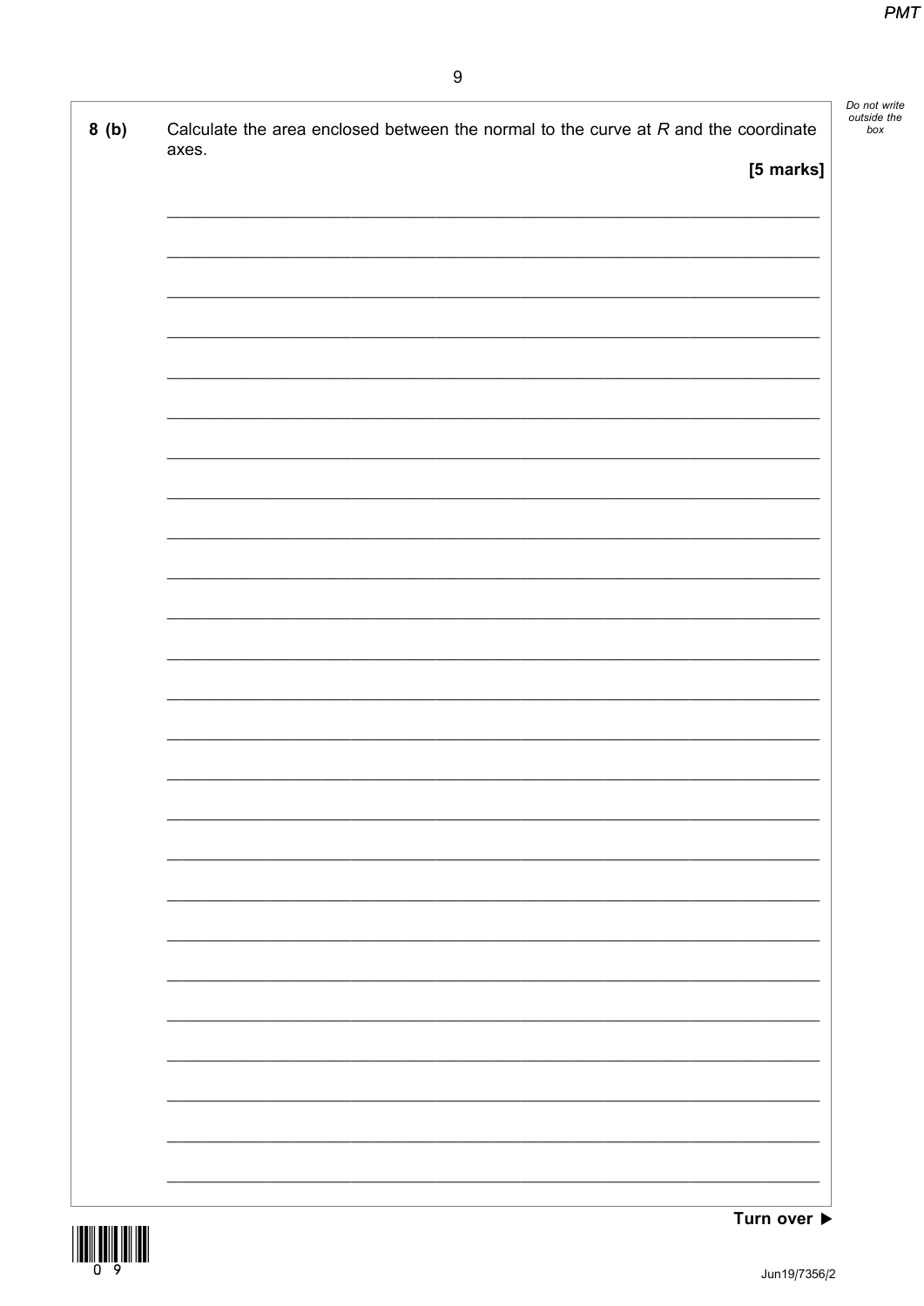**8 (b)** Calculate the area enclosed between the normal to the curve at $R$ and the coordinate axes.

**[5 marks]**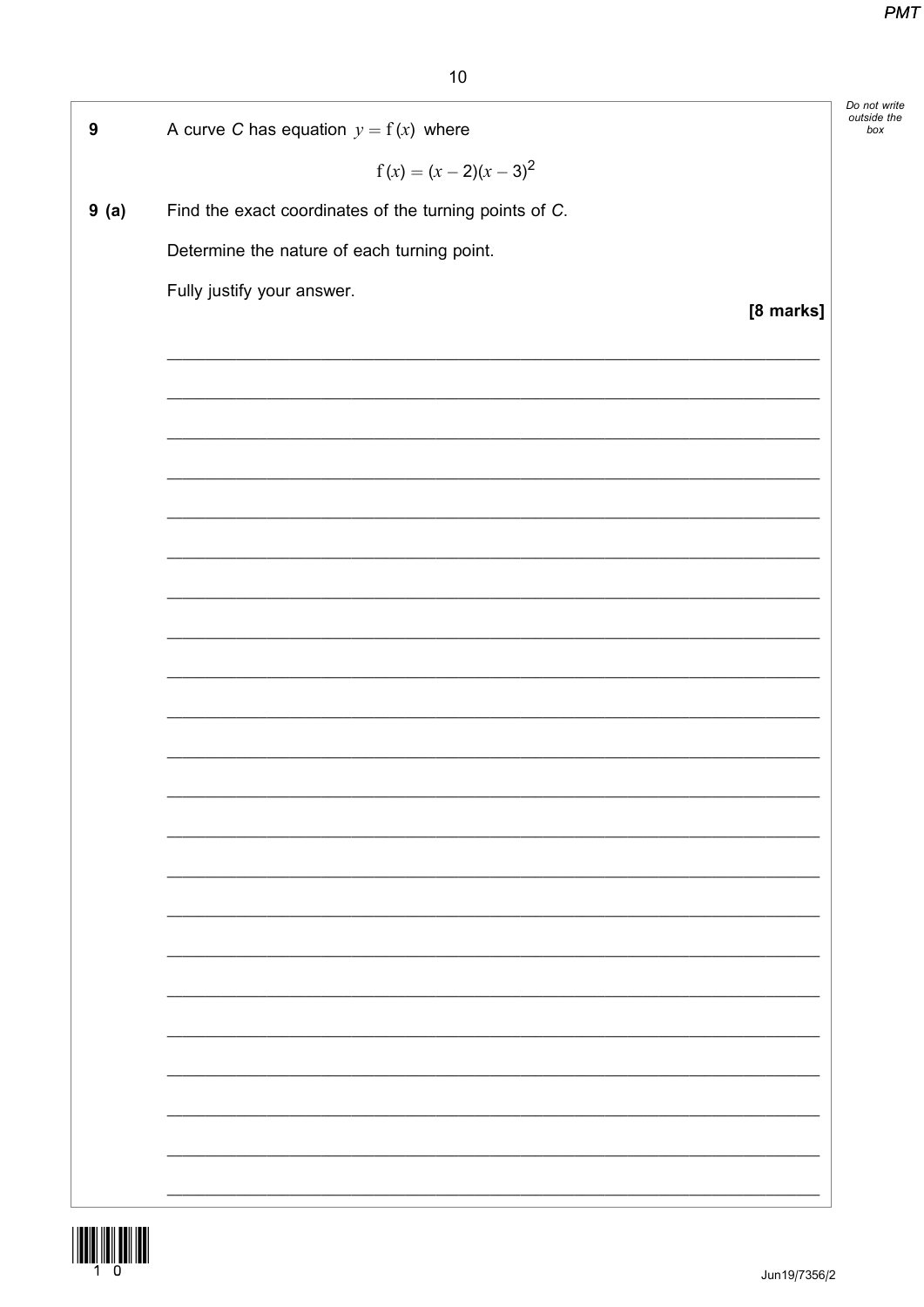**9** A curve $C$ has equation $y = f(x)$ where

$$f(x) = (x - 2)(x - 3)^2$$

**9 (a)** Find the exact coordinates of the turning points of $C$.

Determine the nature of each turning point.

Fully justify your answer.

**[8 marks]**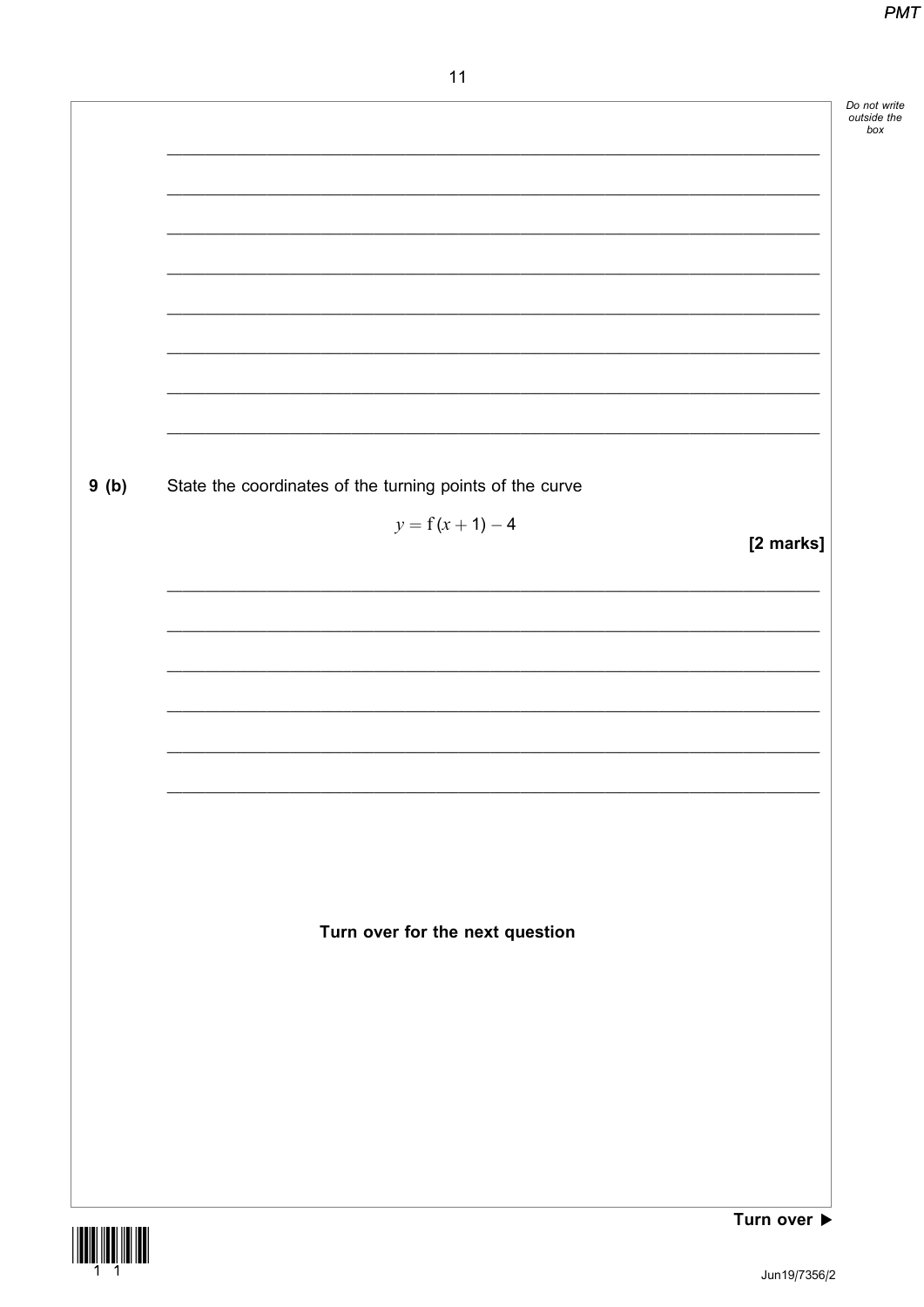**9 (b)** State the coordinates of the turning points of the curve

$$y = \mathrm{f}(x+1) - 4$$

**[2 marks]**

**Turn over for the next question**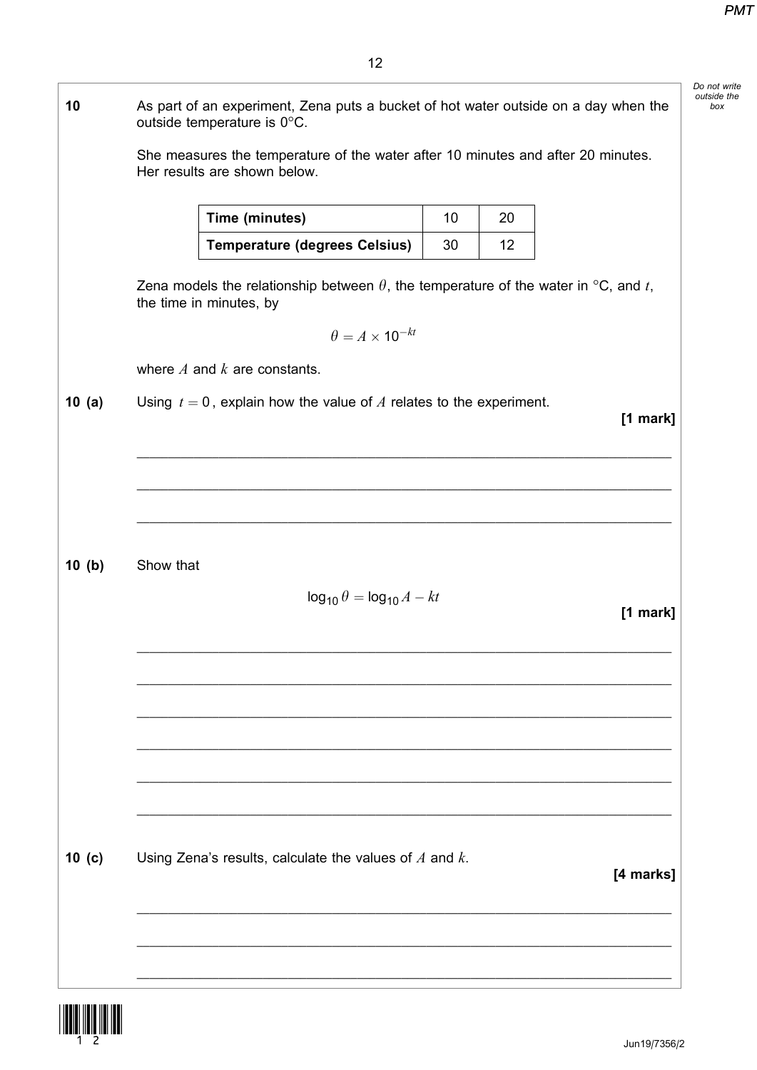**10** As part of an experiment, Zena puts a bucket of hot water outside on a day when the outside temperature is 0°C.

She measures the temperature of the water after 10 minutes and after 20 minutes. Her results are shown below.

| Time (minutes) | 10 | 20 |
|---|---|---|
| **Temperature (degrees Celsius)** | 30 | 12 |

Zena models the relationship between $\theta$, the temperature of the water in °C, and $t$, the time in minutes, by

$$\theta = A \times 10^{-kt}$$

where $A$ and $k$ are constants.

**10 (a)** Using $t = 0$, explain how the value of $A$ relates to the experiment.

**[1 mark]**

**10 (b)** Show that

$$\log_{10} \theta = \log_{10} A - kt$$

**[1 mark]**

**10 (c)** Using Zena's results, calculate the values of $A$ and $k$.

**[4 marks]**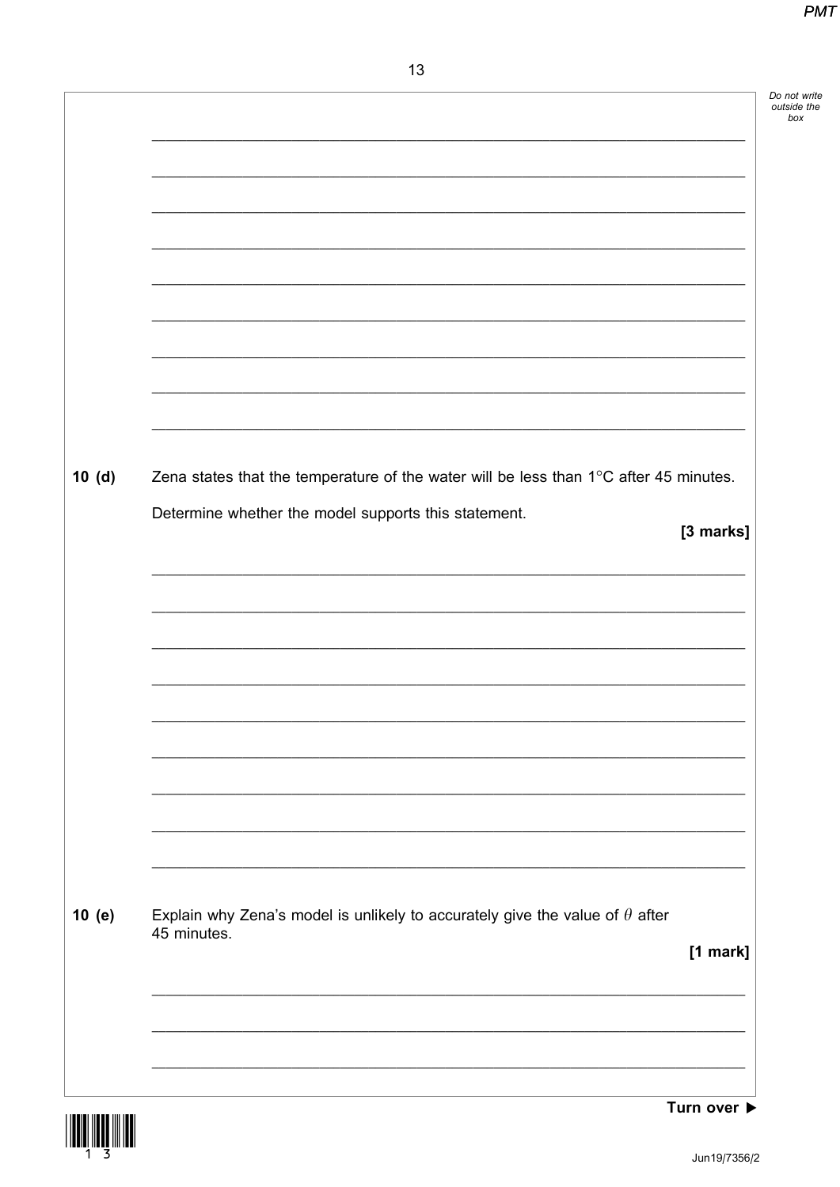**10 (d)** Zena states that the temperature of the water will be less than 1°C after 45 minutes.

Determine whether the model supports this statement.

**[3 marks]**

**10 (e)** Explain why Zena's model is unlikely to accurately give the value of $\theta$ after 45 minutes.

**[1 mark]**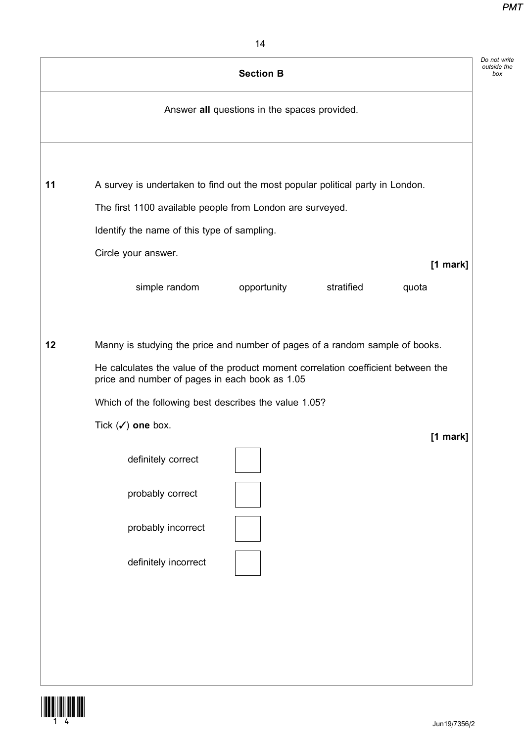## Section B

Answer **all** questions in the spaces provided.

**11** A survey is undertaken to find out the most popular political party in London.

The first 1100 available people from London are surveyed.

Identify the name of this type of sampling.

Circle your answer.

**[1 mark]**

simple random &nbsp;&nbsp;&nbsp;&nbsp; opportunity &nbsp;&nbsp;&nbsp;&nbsp; stratified &nbsp;&nbsp;&nbsp;&nbsp; quota

**12** Manny is studying the price and number of pages of a random sample of books.

He calculates the value of the product moment correlation coefficient between the price and number of pages in each book as 1.05

Which of the following best describes the value 1.05?

Tick (✓) **one** box.

**[1 mark]**

definitely correct ☐

probably correct ☐

probably incorrect ☐

definitely incorrect ☐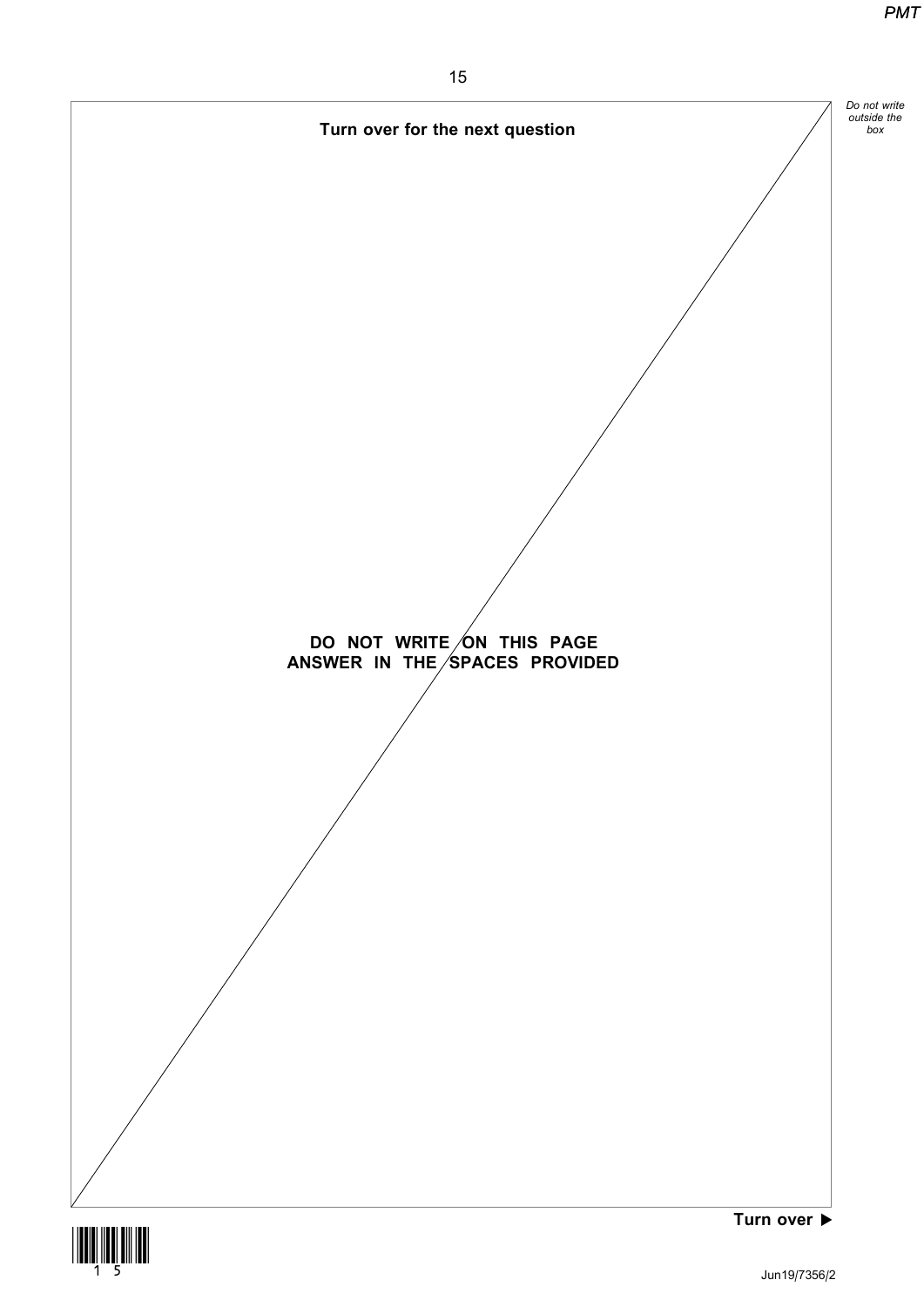**Turn over for the next question**

**DO NOT WRITE ON THIS PAGE**
**ANSWER IN THE SPACES PROVIDED**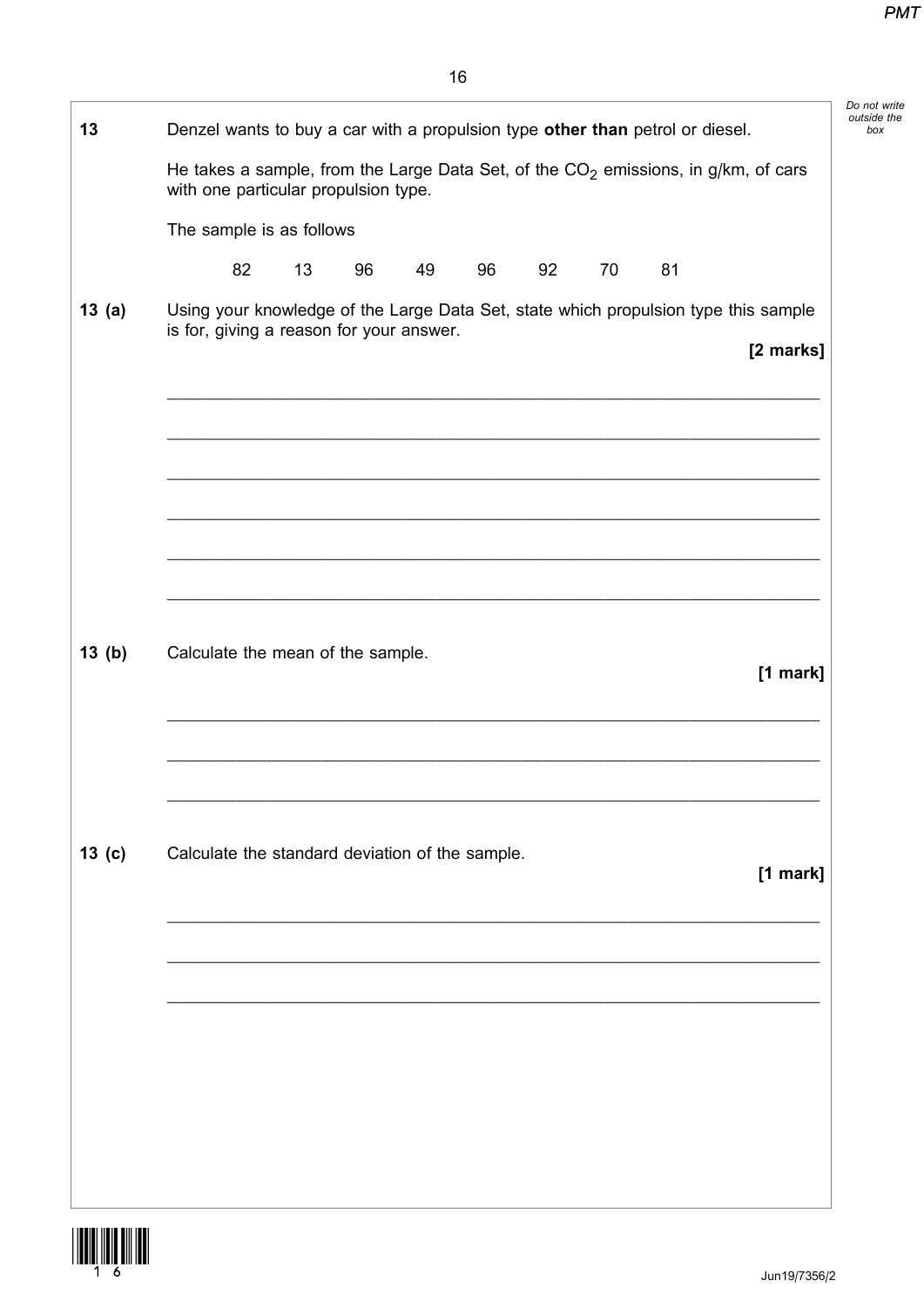**13** Denzel wants to buy a car with a propulsion type **other than** petrol or diesel.

He takes a sample, from the Large Data Set, of the $CO_2$ emissions, in g/km, of cars with one particular propulsion type.

The sample is as follows

82 13 96 49 96 92 70 81

**13 (a)** Using your knowledge of the Large Data Set, state which propulsion type this sample is for, giving a reason for your answer.

**[2 marks]**

**13 (b)** Calculate the mean of the sample.

**[1 mark]**

**13 (c)** Calculate the standard deviation of the sample.

**[1 mark]**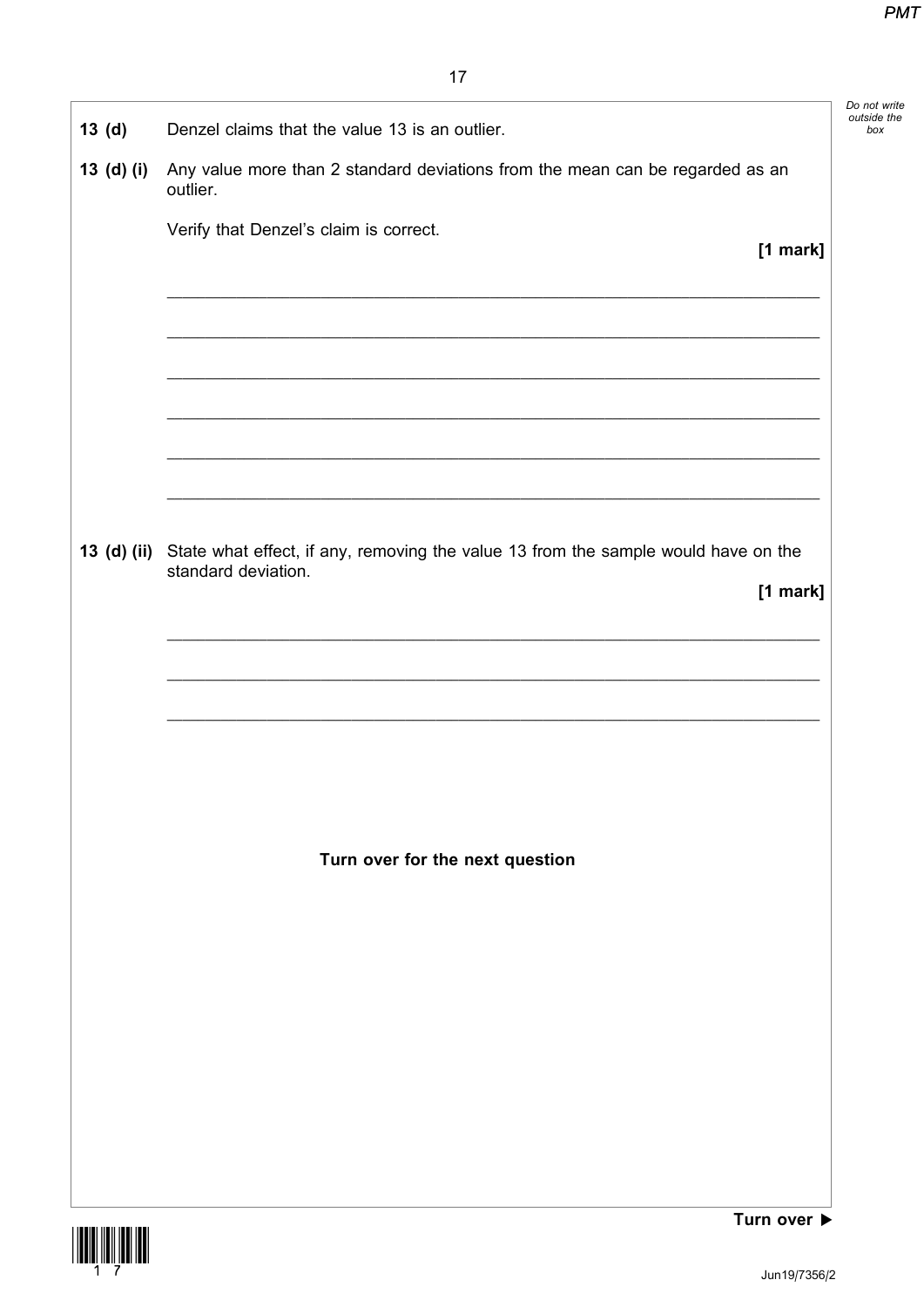**13 (d)** Denzel claims that the value 13 is an outlier.

**13 (d) (i)** Any value more than 2 standard deviations from the mean can be regarded as an outlier.

Verify that Denzel's claim is correct.

**[1 mark]**

**13 (d) (ii)** State what effect, if any, removing the value 13 from the sample would have on the standard deviation.

**[1 mark]**

**Turn over for the next question**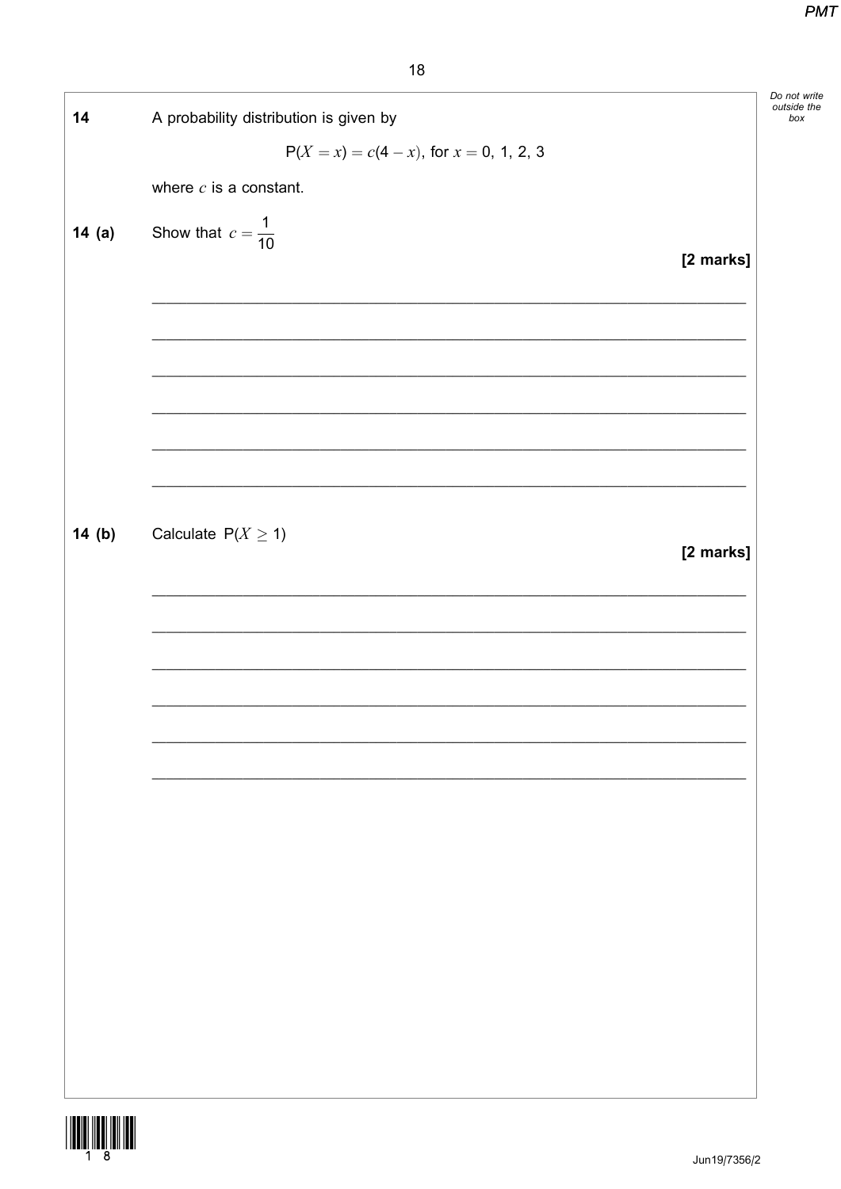**14** A probability distribution is given by

$$P(X = x) = c(4 - x), \text{ for } x = 0, 1, 2, 3$$

where $c$ is a constant.

**14 (a)** Show that $c = \frac{1}{10}$

**[2 marks]**

**14 (b)** Calculate $P(X \geq 1)$

**[2 marks]**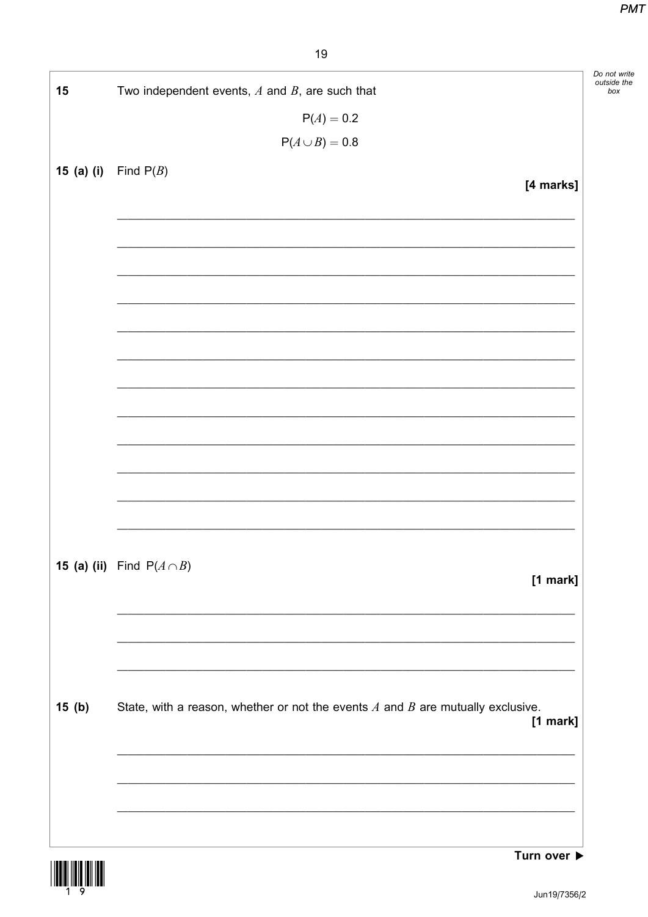**15** Two independent events, $A$ and $B$, are such that

$$\mathrm{P}(A) = 0.2$$

$$\mathrm{P}(A \cup B) = 0.8$$

**15 (a) (i)** Find $\mathrm{P}(B)$

**[4 marks]**

**15 (a) (ii)** Find $\mathrm{P}(A \cap B)$

**[1 mark]**

**15 (b)** State, with a reason, whether or not the events $A$ and $B$ are mutually exclusive.

**[1 mark]**

**Turn over ▶**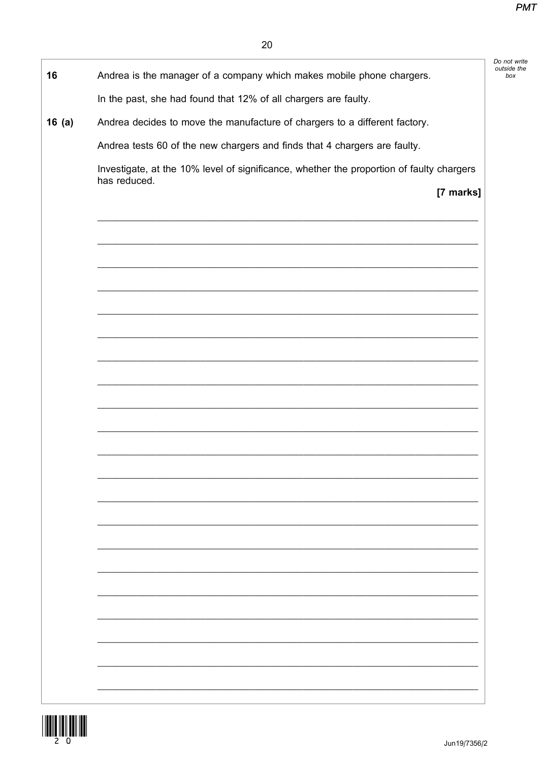**16** Andrea is the manager of a company which makes mobile phone chargers.

In the past, she had found that 12% of all chargers are faulty.

**16 (a)** Andrea decides to move the manufacture of chargers to a different factory.

Andrea tests 60 of the new chargers and finds that 4 chargers are faulty.

Investigate, at the 10% level of significance, whether the proportion of faulty chargers has reduced.

**[7 marks]**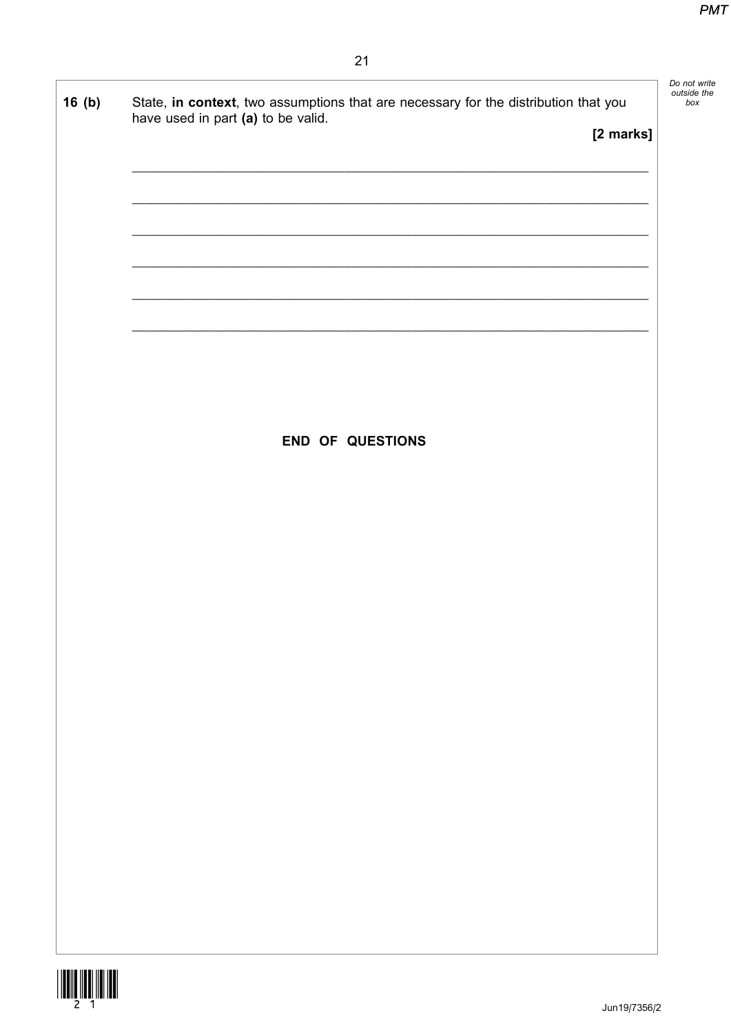**16 (b)** State, **in context**, two assumptions that are necessary for the distribution that you have used in part **(a)** to be valid.

**[2 marks]**

_______________________________________________________________________

_______________________________________________________________________

_______________________________________________________________________

_______________________________________________________________________

_______________________________________________________________________

_______________________________________________________________________

**END OF QUESTIONS**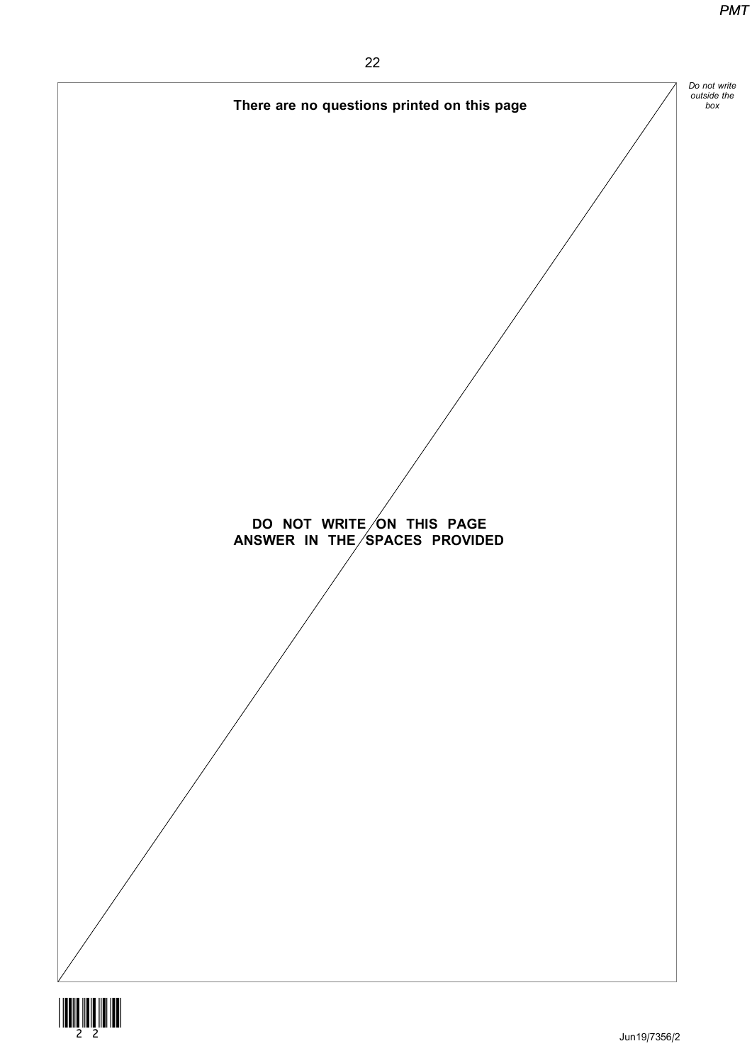**There are no questions printed on this page**

**DO NOT WRITE ON THIS PAGE**
**ANSWER IN THE SPACES PROVIDED**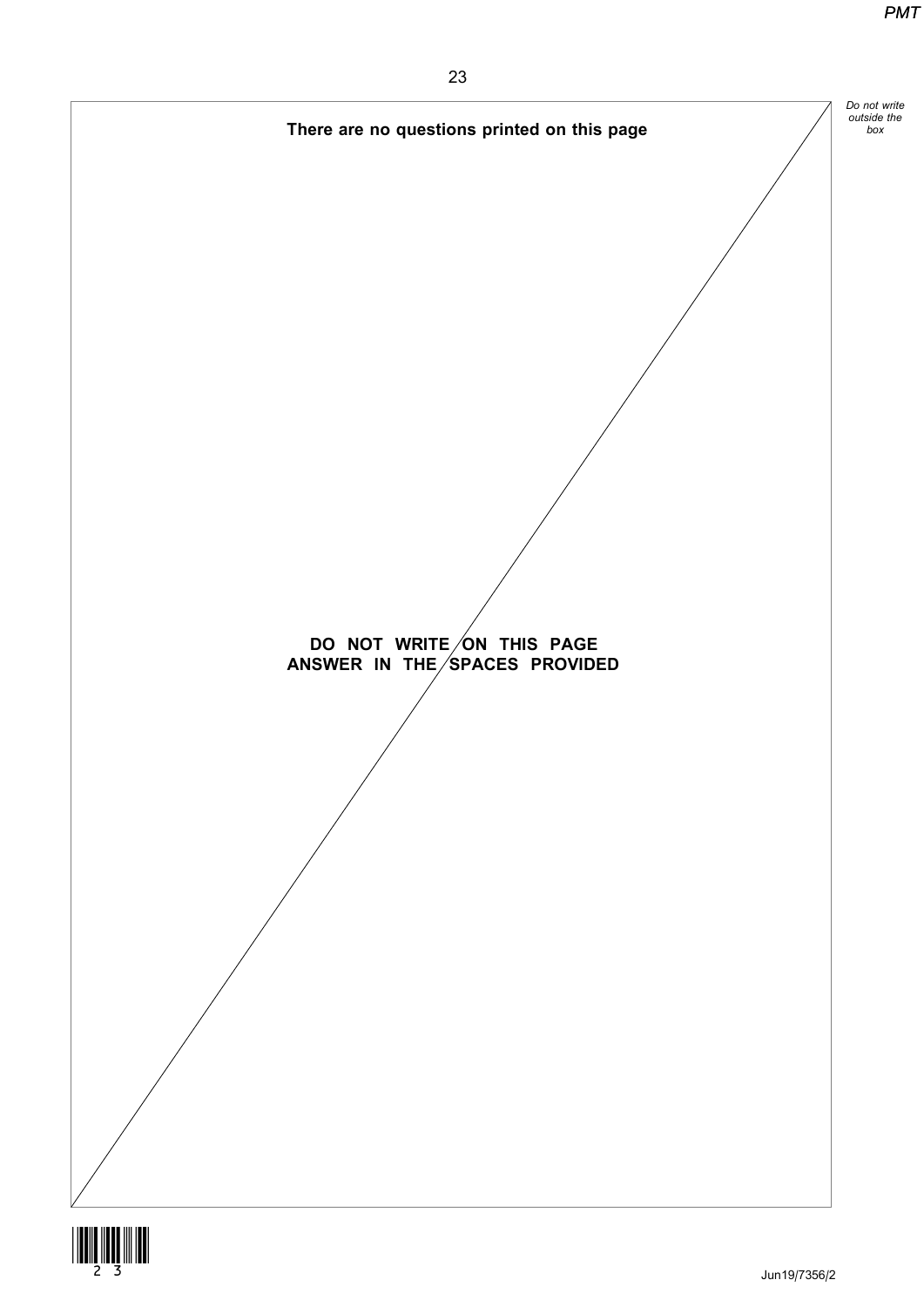**There are no questions printed on this page**

**DO NOT WRITE ON THIS PAGE**
**ANSWER IN THE SPACES PROVIDED**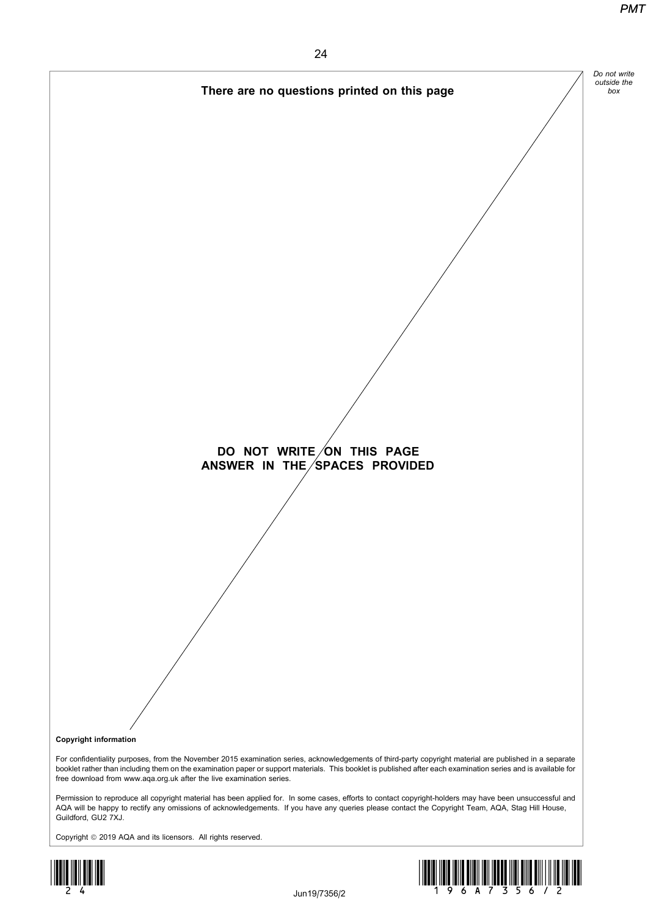**There are no questions printed on this page**

**DO NOT WRITE ON THIS PAGE**
**ANSWER IN THE SPACES PROVIDED**

**Copyright information**

For confidentiality purposes, from the November 2015 examination series, acknowledgements of third-party copyright material are published in a separate booklet rather than including them on the examination paper or support materials. This booklet is published after each examination series and is available for free download from www.aqa.org.uk after the live examination series.

Permission to reproduce all copyright material has been applied for. In some cases, efforts to contact copyright-holders may have been unsuccessful and AQA will be happy to rectify any omissions of acknowledgements. If you have any queries please contact the Copyright Team, AQA, Stag Hill House, Guildford, GU2 7XJ.

Copyright © 2019 AQA and its licensors. All rights reserved.